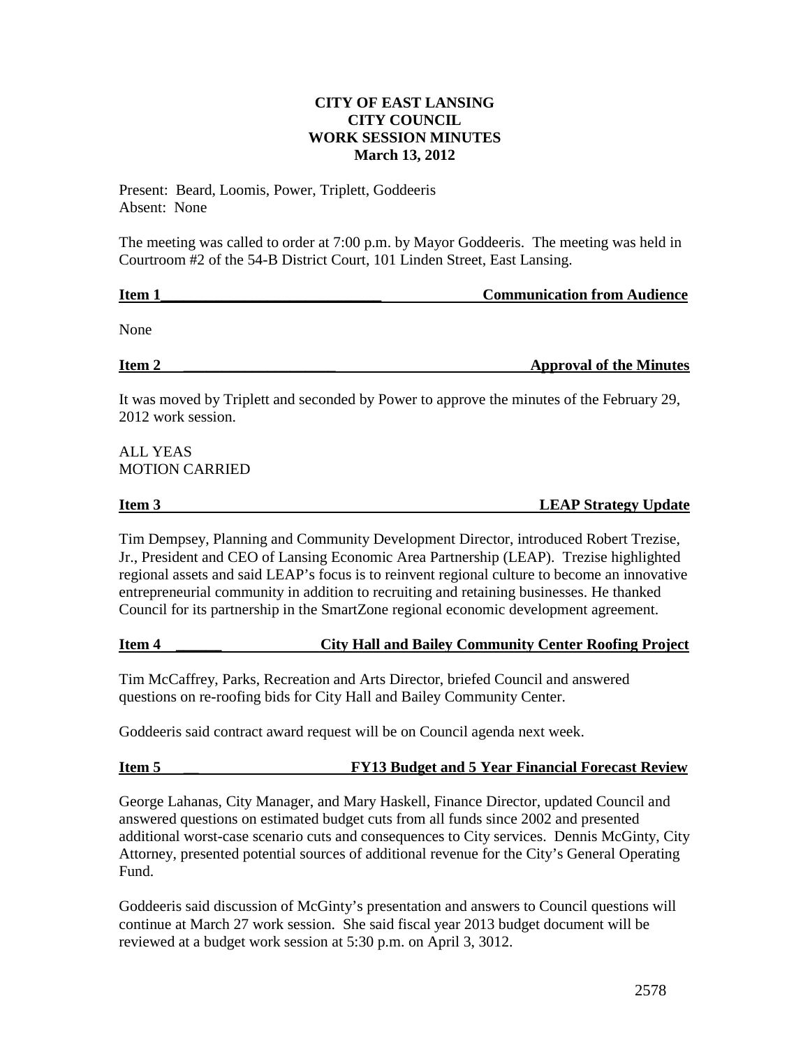**CITY OF EAST LANSING**
**CITY COUNCIL**
**WORK SESSION MINUTES**
**March 13, 2012**

Present: Beard, Loomis, Power, Triplett, Goddeeris
Absent: None

The meeting was called to order at 7:00 p.m. by Mayor Goddeeris. The meeting was held in Courtroom #2 of the 54-B District Court, 101 Linden Street, East Lansing.

**Item 1 — Communication from Audience**

None

**Item 2 — Approval of the Minutes**

It was moved by Triplett and seconded by Power to approve the minutes of the February 29, 2012 work session.

ALL YEAS
MOTION CARRIED

**Item 3 — LEAP Strategy Update**

Tim Dempsey, Planning and Community Development Director, introduced Robert Trezise, Jr., President and CEO of Lansing Economic Area Partnership (LEAP). Trezise highlighted regional assets and said LEAP's focus is to reinvent regional culture to become an innovative entrepreneurial community in addition to recruiting and retaining businesses. He thanked Council for its partnership in the SmartZone regional economic development agreement.

**Item 4 — City Hall and Bailey Community Center Roofing Project**

Tim McCaffrey, Parks, Recreation and Arts Director, briefed Council and answered questions on re-roofing bids for City Hall and Bailey Community Center.

Goddeeris said contract award request will be on Council agenda next week.

**Item 5 — FY13 Budget and 5 Year Financial Forecast Review**

George Lahanas, City Manager, and Mary Haskell, Finance Director, updated Council and answered questions on estimated budget cuts from all funds since 2002 and presented additional worst-case scenario cuts and consequences to City services. Dennis McGinty, City Attorney, presented potential sources of additional revenue for the City's General Operating Fund.

Goddeeris said discussion of McGinty's presentation and answers to Council questions will continue at March 27 work session. She said fiscal year 2013 budget document will be reviewed at a budget work session at 5:30 p.m. on April 3, 3012.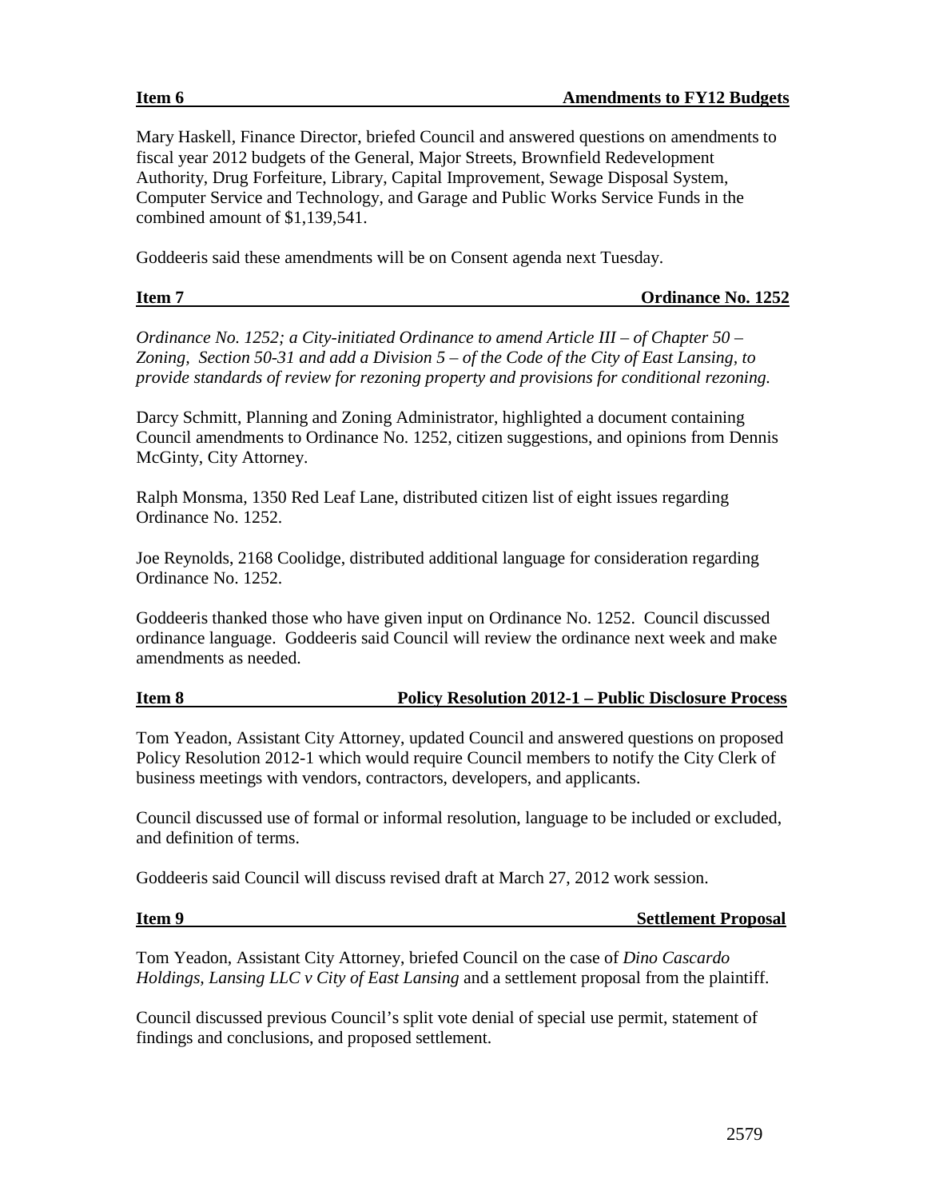**Item 6 — Amendments to FY12 Budgets**

Mary Haskell, Finance Director, briefed Council and answered questions on amendments to fiscal year 2012 budgets of the General, Major Streets, Brownfield Redevelopment Authority, Drug Forfeiture, Library, Capital Improvement, Sewage Disposal System, Computer Service and Technology, and Garage and Public Works Service Funds in the combined amount of $1,139,541.

Goddeeris said these amendments will be on Consent agenda next Tuesday.

**Item 7 — Ordinance No. 1252**

*Ordinance No. 1252; a City-initiated Ordinance to amend Article III – of Chapter 50 – Zoning, Section 50-31 and add a Division 5 – of the Code of the City of East Lansing, to provide standards of review for rezoning property and provisions for conditional rezoning.*

Darcy Schmitt, Planning and Zoning Administrator, highlighted a document containing Council amendments to Ordinance No. 1252, citizen suggestions, and opinions from Dennis McGinty, City Attorney.

Ralph Monsma, 1350 Red Leaf Lane, distributed citizen list of eight issues regarding Ordinance No. 1252.

Joe Reynolds, 2168 Coolidge, distributed additional language for consideration regarding Ordinance No. 1252.

Goddeeris thanked those who have given input on Ordinance No. 1252. Council discussed ordinance language. Goddeeris said Council will review the ordinance next week and make amendments as needed.

**Item 8 — Policy Resolution 2012-1 – Public Disclosure Process**

Tom Yeadon, Assistant City Attorney, updated Council and answered questions on proposed Policy Resolution 2012-1 which would require Council members to notify the City Clerk of business meetings with vendors, contractors, developers, and applicants.

Council discussed use of formal or informal resolution, language to be included or excluded, and definition of terms.

Goddeeris said Council will discuss revised draft at March 27, 2012 work session.

**Item 9 — Settlement Proposal**

Tom Yeadon, Assistant City Attorney, briefed Council on the case of *Dino Cascardo Holdings, Lansing LLC v City of East Lansing* and a settlement proposal from the plaintiff.

Council discussed previous Council's split vote denial of special use permit, statement of findings and conclusions, and proposed settlement.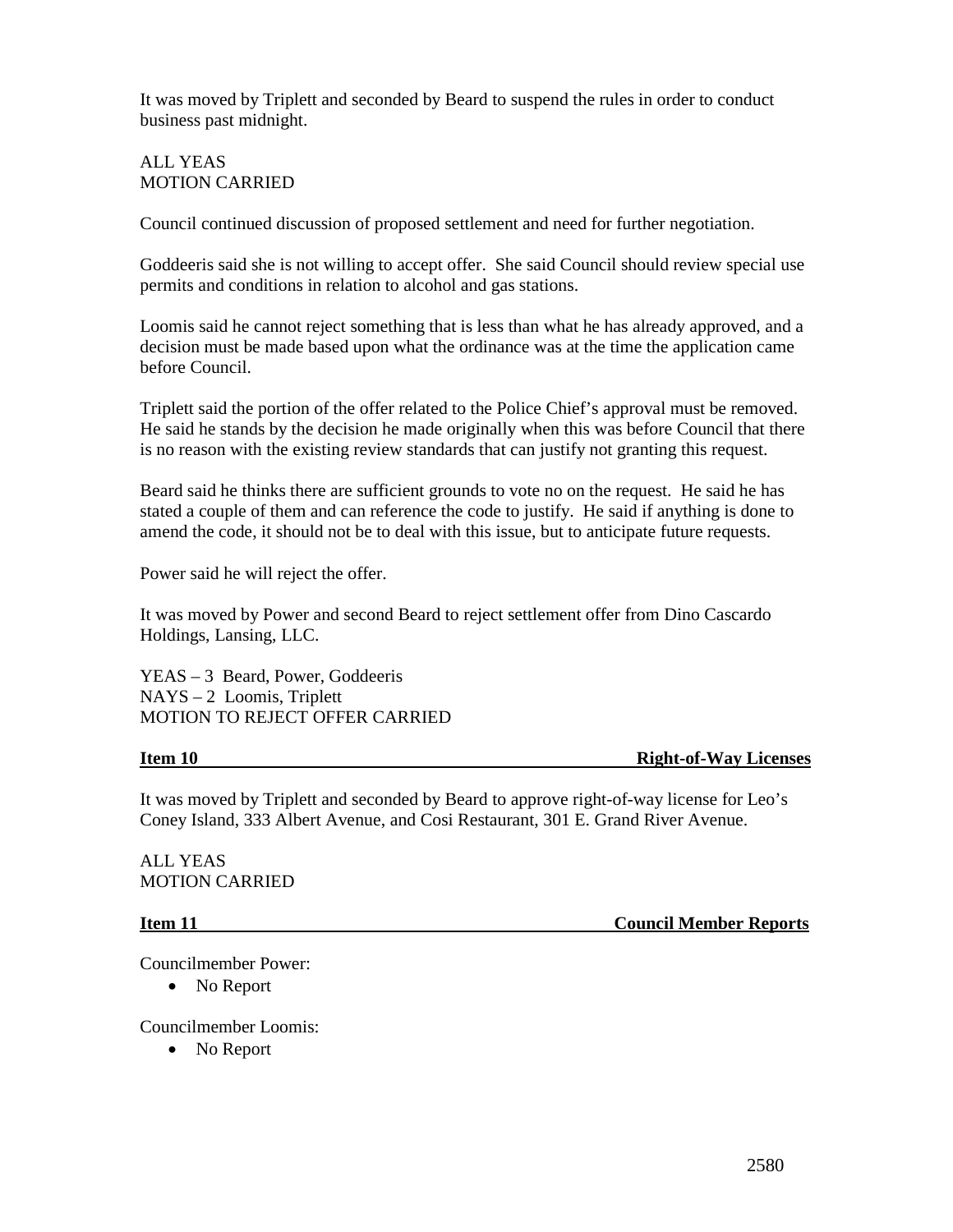It was moved by Triplett and seconded by Beard to suspend the rules in order to conduct business past midnight.

ALL YEAS
MOTION CARRIED

Council continued discussion of proposed settlement and need for further negotiation.

Goddeeris said she is not willing to accept offer. She said Council should review special use permits and conditions in relation to alcohol and gas stations.

Loomis said he cannot reject something that is less than what he has already approved, and a decision must be made based upon what the ordinance was at the time the application came before Council.

Triplett said the portion of the offer related to the Police Chief's approval must be removed. He said he stands by the decision he made originally when this was before Council that there is no reason with the existing review standards that can justify not granting this request.

Beard said he thinks there are sufficient grounds to vote no on the request. He said he has stated a couple of them and can reference the code to justify. He said if anything is done to amend the code, it should not be to deal with this issue, but to anticipate future requests.

Power said he will reject the offer.

It was moved by Power and second Beard to reject settlement offer from Dino Cascardo Holdings, Lansing, LLC.

YEAS – 3 Beard, Power, Goddeeris
NAYS – 2 Loomis, Triplett
MOTION TO REJECT OFFER CARRIED

**Item 10 Right-of-Way Licenses**

It was moved by Triplett and seconded by Beard to approve right-of-way license for Leo's Coney Island, 333 Albert Avenue, and Cosi Restaurant, 301 E. Grand River Avenue.

ALL YEAS
MOTION CARRIED

**Item 11 Council Member Reports**

Councilmember Power:

- No Report

Councilmember Loomis:

- No Report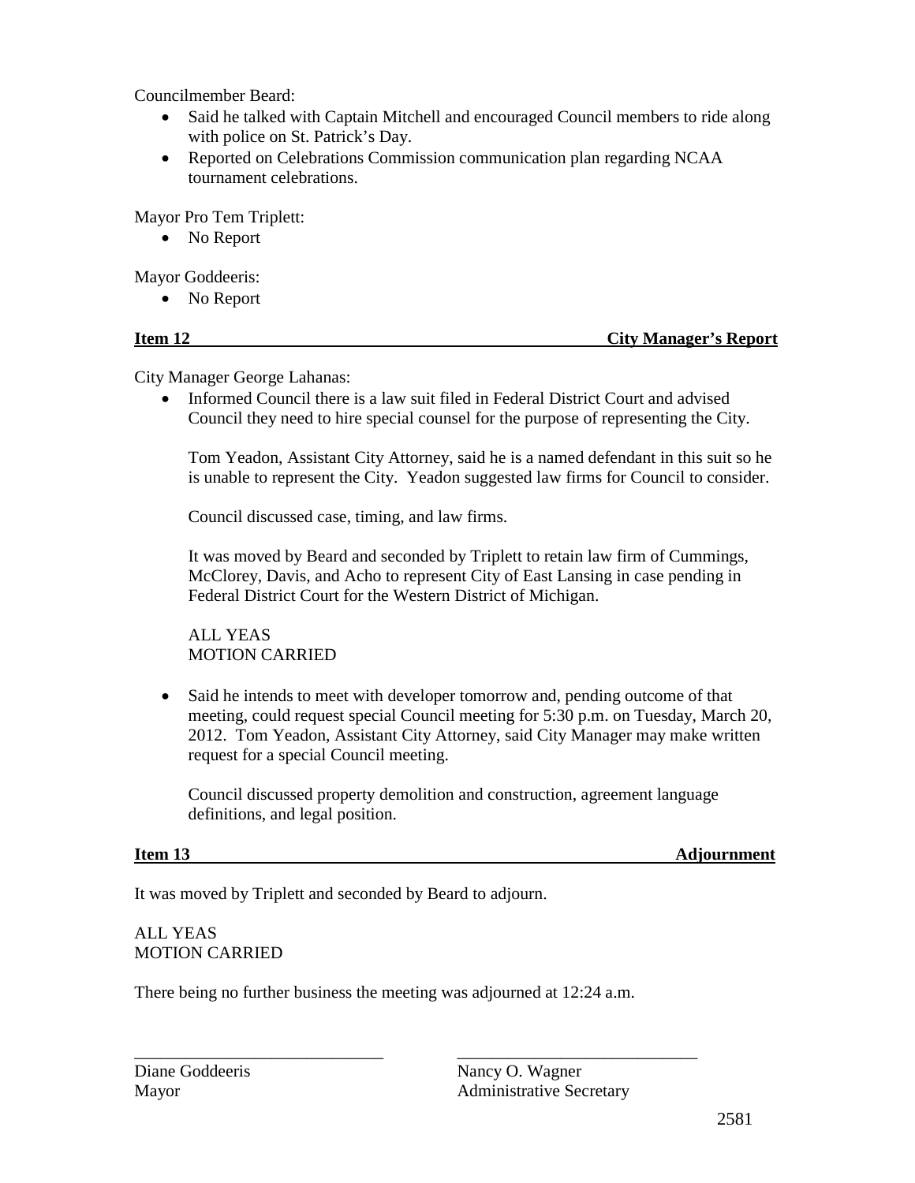Councilmember Beard:

- Said he talked with Captain Mitchell and encouraged Council members to ride along with police on St. Patrick's Day.
- Reported on Celebrations Commission communication plan regarding NCAA tournament celebrations.

Mayor Pro Tem Triplett:

- No Report

Mayor Goddeeris:

- No Report

**Item 12 — City Manager's Report**

City Manager George Lahanas:

- Informed Council there is a law suit filed in Federal District Court and advised Council they need to hire special counsel for the purpose of representing the City.

  Tom Yeadon, Assistant City Attorney, said he is a named defendant in this suit so he is unable to represent the City. Yeadon suggested law firms for Council to consider.

  Council discussed case, timing, and law firms.

  It was moved by Beard and seconded by Triplett to retain law firm of Cummings, McClorey, Davis, and Acho to represent City of East Lansing in case pending in Federal District Court for the Western District of Michigan.

  ALL YEAS
  MOTION CARRIED

- Said he intends to meet with developer tomorrow and, pending outcome of that meeting, could request special Council meeting for 5:30 p.m. on Tuesday, March 20, 2012. Tom Yeadon, Assistant City Attorney, said City Manager may make written request for a special Council meeting.

  Council discussed property demolition and construction, agreement language definitions, and legal position.

**Item 13 — Adjournment**

It was moved by Triplett and seconded by Beard to adjourn.

ALL YEAS
MOTION CARRIED

There being no further business the meeting was adjourned at 12:24 a.m.

| | |
|---|---|
| \_\_\_\_\_\_\_\_\_\_\_\_\_\_\_\_\_\_\_\_\_\_\_\_\_\_\_\_\_ | \_\_\_\_\_\_\_\_\_\_\_\_\_\_\_\_\_\_\_\_\_\_\_\_\_\_\_\_\_ |
| Diane Goddeeris | Nancy O. Wagner |
| Mayor | Administrative Secretary |